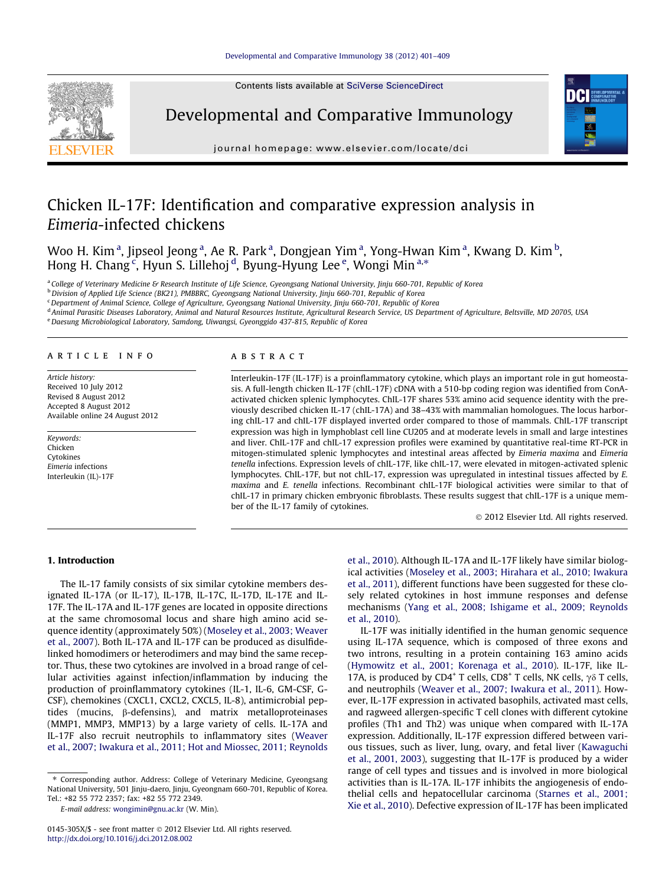# Chicken IL-17F: Identification and comparative expression analysis in *Eimeria*-infected chickens

Woo H. Kim[a], Jipseol Jeong[a], Ae R. Park[a], Dongjean Yim[a], Yong-Hwan Kim[a], Kwang D. Kim[b], Hong H. Chang[c], Hyun S. Lillehoj[d], Byung-Hyung Lee[e], Wongi Min[a,*]

[a] College of Veterinary Medicine & Research Institute of Life Science, Gyeongsang National University, Jinju 660-701, Republic of Korea

[b] Division of Applied Life Science (BK21), PMBBRC, Gyeongsang National University, Jinju 660-701, Republic of Korea

[c] Department of Animal Science, College of Agriculture, Gyeongsang National University, Jinju 660-701, Republic of Korea

[d] Animal Parasitic Diseases Laboratory, Animal and Natural Resources Institute, Agricultural Research Service, US Department of Agriculture, Beltsville, MD 20705, USA

[e] Daesung Microbiological Laboratory, Samdong, Uiwangsi, Gyeonggido 437-815, Republic of Korea

## ARTICLE INFO

*Article history:*
Received 10 July 2012
Revised 8 August 2012
Accepted 8 August 2012
Available online 24 August 2012

*Keywords:*
Chicken
Cytokines
*Eimeria* infections
Interleukin (IL)-17F

## ABSTRACT

Interleukin-17F (IL-17F) is a proinflammatory cytokine, which plays an important role in gut homeostasis. A full-length chicken IL-17F (chIL-17F) cDNA with a 510-bp coding region was identified from ConA-activated chicken splenic lymphocytes. ChIL-17F shares 53% amino acid sequence identity with the previously described chicken IL-17 (chIL-17A) and 38–43% with mammalian homologues. The locus harboring chIL-17 and chIL-17F displayed inverted order compared to those of mammals. ChIL-17F transcript expression was high in lymphoblast cell line CU205 and at moderate levels in small and large intestines and liver. ChIL-17F and chIL-17 expression profiles were examined by quantitative real-time RT-PCR in mitogen-stimulated splenic lymphocytes and intestinal areas affected by *Eimeria maxima* and *Eimeria tenella* infections. Expression levels of chIL-17F, like chIL-17, were elevated in mitogen-activated splenic lymphocytes. ChIL-17F, but not chIL-17, expression was upregulated in intestinal tissues affected by *E. maxima* and *E. tenella* infections. Recombinant chIL-17F biological activities were similar to that of chIL-17 in primary chicken embryonic fibroblasts. These results suggest that chIL-17F is a unique member of the IL-17 family of cytokines.

© 2012 Elsevier Ltd. All rights reserved.

## 1. Introduction

The IL-17 family consists of six similar cytokine members designated IL-17A (or IL-17), IL-17B, IL-17C, IL-17D, IL-17E and IL-17F. The IL-17A and IL-17F genes are located in opposite directions at the same chromosomal locus and share high amino acid sequence identity (approximately 50%) (Moseley et al., 2003; Weaver et al., 2007). Both IL-17A and IL-17F can be produced as disulfide-linked homodimers or heterodimers and may bind the same receptor. Thus, these two cytokines are involved in a broad range of cellular activities against infection/inflammation by inducing the production of proinflammatory cytokines (IL-1, IL-6, GM-CSF, G-CSF), chemokines (CXCL1, CXCL2, CXCL5, IL-8), antimicrobial peptides (mucins, β-defensins), and matrix metalloproteinases (MMP1, MMP3, MMP13) by a large variety of cells. IL-17A and IL-17F also recruit neutrophils to inflammatory sites (Weaver et al., 2007; Iwakura et al., 2011; Hot and Miossec, 2011; Reynolds et al., 2010). Although IL-17A and IL-17F likely have similar biological activities (Moseley et al., 2003; Hirahara et al., 2010; Iwakura et al., 2011), different functions have been suggested for these closely related cytokines in host immune responses and defense mechanisms (Yang et al., 2008; Ishigame et al., 2009; Reynolds et al., 2010).

IL-17F was initially identified in the human genomic sequence using IL-17A sequence, which is composed of three exons and two introns, resulting in a protein containing 163 amino acids (Hymowitz et al., 2001; Korenaga et al., 2010). IL-17F, like IL-17A, is produced by CD4$^+$ T cells, CD8$^+$ T cells, NK cells, γδ T cells, and neutrophils (Weaver et al., 2007; Iwakura et al., 2011). However, IL-17F expression in activated basophils, activated mast cells, and ragweed allergen-specific T cell clones with different cytokine profiles (Th1 and Th2) was unique when compared with IL-17A expression. Additionally, IL-17F expression differed between various tissues, such as liver, lung, ovary, and fetal liver (Kawaguchi et al., 2001, 2003), suggesting that IL-17F is produced by a wider range of cell types and tissues and is involved in more biological activities than is IL-17A. IL-17F inhibits the angiogenesis of endothelial cells and hepatocellular carcinoma (Starnes et al., 2001; Xie et al., 2010). Defective expression of IL-17F has been implicated

* Corresponding author. Address: College of Veterinary Medicine, Gyeongsang National University, 501 Jinju-daero, Jinju, Gyeongnam 660-701, Republic of Korea. Tel.: +82 55 772 2357; fax: +82 55 772 2349.

*E-mail address:* wongimin@gnu.ac.kr (W. Min).

0145-305X/$ - see front matter © 2012 Elsevier Ltd. All rights reserved.
http://dx.doi.org/10.1016/j.dci.2012.08.002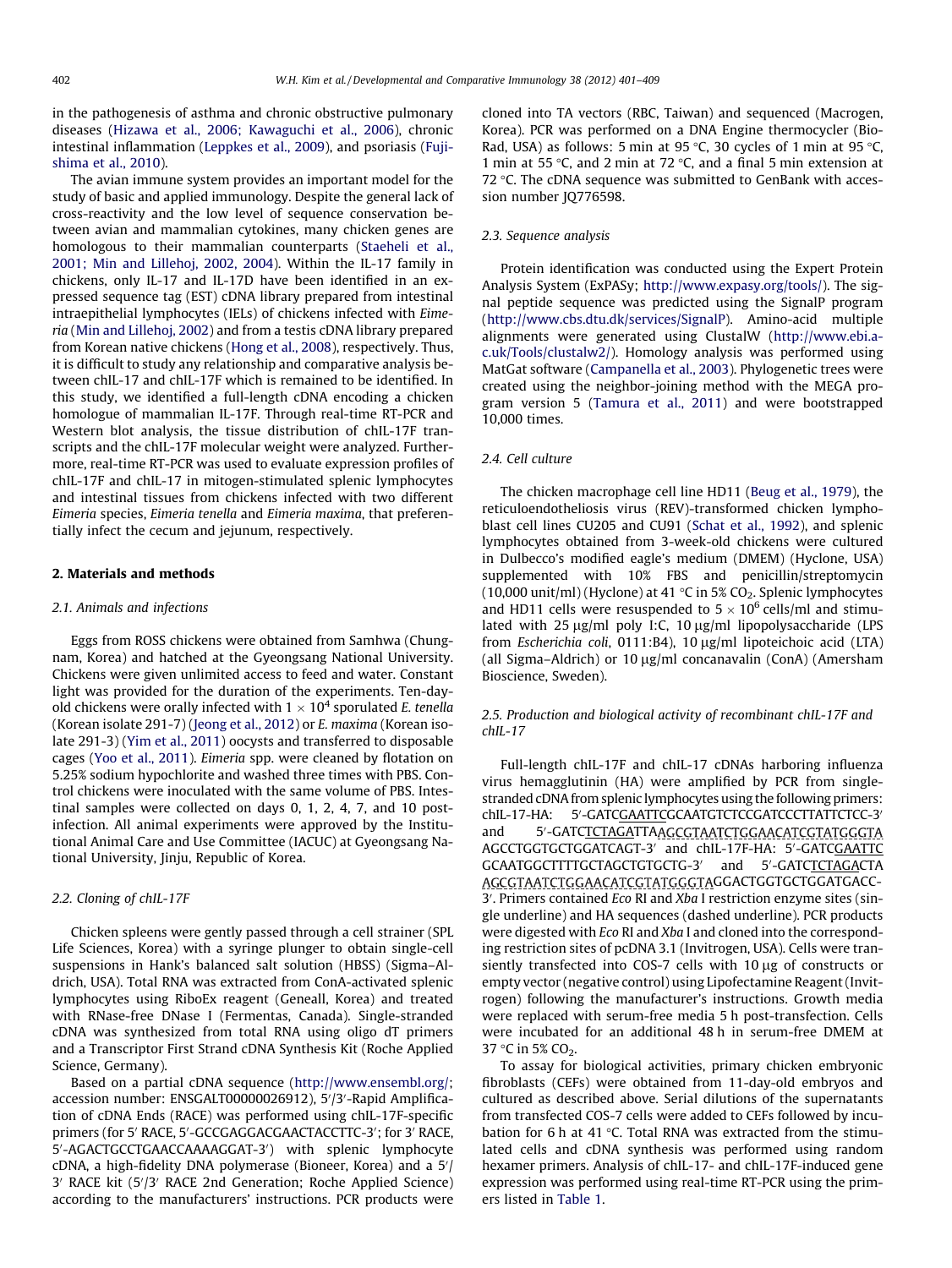in the pathogenesis of asthma and chronic obstructive pulmonary diseases (Hizawa et al., 2006; Kawaguchi et al., 2006), chronic intestinal inflammation (Leppkes et al., 2009), and psoriasis (Fujishima et al., 2010).

The avian immune system provides an important model for the study of basic and applied immunology. Despite the general lack of cross-reactivity and the low level of sequence conservation between avian and mammalian cytokines, many chicken genes are homologous to their mammalian counterparts (Staeheli et al., 2001; Min and Lillehoj, 2002, 2004). Within the IL-17 family in chickens, only IL-17 and IL-17D have been identified in an expressed sequence tag (EST) cDNA library prepared from intestinal intraepithelial lymphocytes (IELs) of chickens infected with *Eimeria* (Min and Lillehoj, 2002) and from a testis cDNA library prepared from Korean native chickens (Hong et al., 2008), respectively. Thus, it is difficult to study any relationship and comparative analysis between chIL-17 and chIL-17F which is remained to be identified. In this study, we identified a full-length cDNA encoding a chicken homologue of mammalian IL-17F. Through real-time RT-PCR and Western blot analysis, the tissue distribution of chIL-17F transcripts and the chIL-17F molecular weight were analyzed. Furthermore, real-time RT-PCR was used to evaluate expression profiles of chIL-17F and chIL-17 in mitogen-stimulated splenic lymphocytes and intestinal tissues from chickens infected with two different *Eimeria* species, *Eimeria tenella* and *Eimeria maxima*, that preferentially infect the cecum and jejunum, respectively.

## 2. Materials and methods

### 2.1. Animals and infections

Eggs from ROSS chickens were obtained from Samhwa (Chungnam, Korea) and hatched at the Gyeongsang National University. Chickens were given unlimited access to feed and water. Constant light was provided for the duration of the experiments. Ten-day-old chickens were orally infected with $1 \times 10^4$ sporulated *E. tenella* (Korean isolate 291-7) (Jeong et al., 2012) or *E. maxima* (Korean isolate 291-3) (Yim et al., 2011) oocysts and transferred to disposable cages (Yoo et al., 2011). *Eimeria* spp. were cleaned by flotation on 5.25% sodium hypochlorite and washed three times with PBS. Control chickens were inoculated with the same volume of PBS. Intestinal samples were collected on days 0, 1, 2, 4, 7, and 10 post-infection. All animal experiments were approved by the Institutional Animal Care and Use Committee (IACUC) at Gyeongsang National University, Jinju, Republic of Korea.

### 2.2. Cloning of chIL-17F

Chicken spleens were gently passed through a cell strainer (SPL Life Sciences, Korea) with a syringe plunger to obtain single-cell suspensions in Hank's balanced salt solution (HBSS) (Sigma–Aldrich, USA). Total RNA was extracted from ConA-activated splenic lymphocytes using RiboEx reagent (Geneall, Korea) and treated with RNase-free DNase I (Fermentas, Canada). Single-stranded cDNA was synthesized from total RNA using oligo dT primers and a Transcriptor First Strand cDNA Synthesis Kit (Roche Applied Science, Germany).

Based on a partial cDNA sequence (http://www.ensembl.org/; accession number: ENSGALT00000026912), 5′/3′-Rapid Amplification of cDNA Ends (RACE) was performed using chIL-17F-specific primers (for 5′ RACE, 5′-GCCGAGGACGAACTACCTTC-3′; for 3′ RACE, 5′-AGACTGCCTGAACCAAAAGGAT-3′) with splenic lymphocyte cDNA, a high-fidelity DNA polymerase (Bioneer, Korea) and a 5′/3′ RACE kit (5′/3′ RACE 2nd Generation; Roche Applied Science) according to the manufacturers' instructions. PCR products were cloned into TA vectors (RBC, Taiwan) and sequenced (Macrogen, Korea). PCR was performed on a DNA Engine thermocycler (Bio-Rad, USA) as follows: 5 min at 95 °C, 30 cycles of 1 min at 95 °C, 1 min at 55 °C, and 2 min at 72 °C, and a final 5 min extension at 72 °C. The cDNA sequence was submitted to GenBank with accession number JQ776598.

### 2.3. Sequence analysis

Protein identification was conducted using the Expert Protein Analysis System (ExPASy; http://www.expasy.org/tools/). The signal peptide sequence was predicted using the SignalP program (http://www.cbs.dtu.dk/services/SignalP). Amino-acid multiple alignments were generated using ClustalW (http://www.ebi.ac.uk/Tools/clustalw2/). Homology analysis was performed using MatGat software (Campanella et al., 2003). Phylogenetic trees were created using the neighbor-joining method with the MEGA program version 5 (Tamura et al., 2011) and were bootstrapped 10,000 times.

### 2.4. Cell culture

The chicken macrophage cell line HD11 (Beug et al., 1979), the reticuloendotheliosis virus (REV)-transformed chicken lymphoblast cell lines CU205 and CU91 (Schat et al., 1992), and splenic lymphocytes obtained from 3-week-old chickens were cultured in Dulbecco's modified eagle's medium (DMEM) (Hyclone, USA) supplemented with 10% FBS and penicillin/streptomycin (10,000 unit/ml) (Hyclone) at 41 °C in 5% $CO_2$. Splenic lymphocytes and HD11 cells were resuspended to $5 \times 10^6$ cells/ml and stimulated with 25 μg/ml poly I:C, 10 μg/ml lipopolysaccharide (LPS from *Escherichia coli*, 0111:B4), 10 μg/ml lipoteichoic acid (LTA) (all Sigma–Aldrich) or 10 μg/ml concanavalin (ConA) (Amersham Bioscience, Sweden).

### 2.5. Production and biological activity of recombinant chIL-17F and chIL-17

Full-length chIL-17F and chIL-17 cDNAs harboring influenza virus hemagglutinin (HA) were amplified by PCR from single-stranded cDNA from splenic lymphocytes using the following primers: chIL-17-HA: 5′-GATCGAATTCGCAATGTCTCCGATCCCTTATTCTCC-3′ and 5′-GATCTCTAGATTAAGCGTAATCTGGAACATCGTATGGGTAAGCCTGGTGCTGGATCAGT-3′ and chIL-17F-HA: 5′-GATCGAATTCGCAATGGCTTTTGCTAGCTGTGCTG-3′ and 5′-GATCTCTAGACTAAGCGTAATCTGGAACATCGTATGGGTAGGACTGGTGCTGGATGACC-3′. Primers contained *Eco* RI and *Xba* I restriction enzyme sites (single underline) and HA sequences (dashed underline). PCR products were digested with *Eco* RI and *Xba* I and cloned into the corresponding restriction sites of pcDNA 3.1 (Invitrogen, USA). Cells were transiently transfected into COS-7 cells with 10 μg of constructs or empty vector (negative control) using Lipofectamine Reagent (Invitrogen) following the manufacturer's instructions. Growth media were replaced with serum-free media 5 h post-transfection. Cells were incubated for an additional 48 h in serum-free DMEM at 37 °C in 5% $CO_2$.

To assay for biological activities, primary chicken embryonic fibroblasts (CEFs) were obtained from 11-day-old embryos and cultured as described above. Serial dilutions of the supernatants from transfected COS-7 cells were added to CEFs followed by incubation for 6 h at 41 °C. Total RNA was extracted from the stimulated cells and cDNA synthesis was performed using random hexamer primers. Analysis of chIL-17- and chIL-17F-induced gene expression was performed using real-time RT-PCR using the primers listed in Table 1.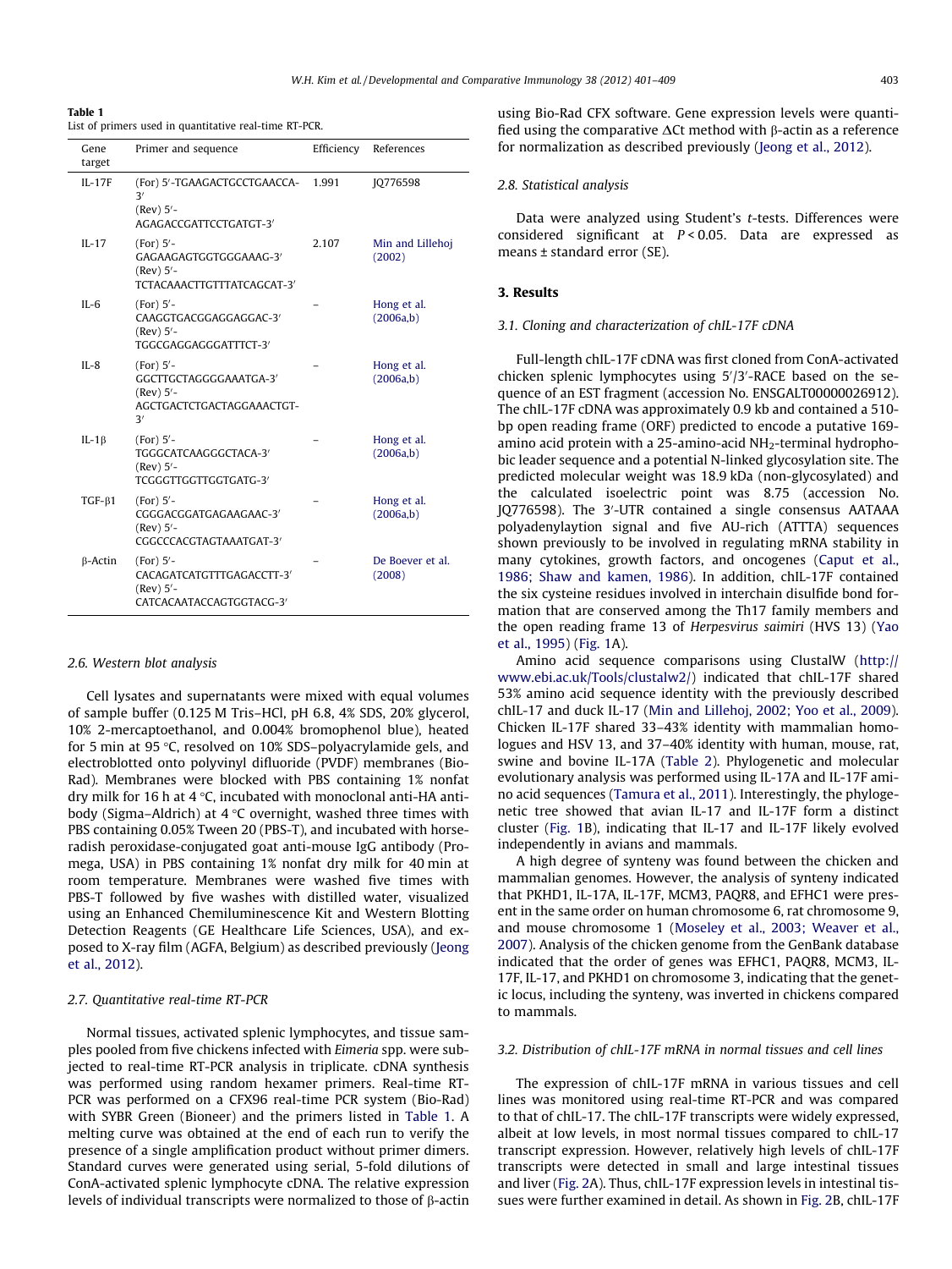**Table 1**
List of primers used in quantitative real-time RT-PCR.

| Gene target | Primer and sequence | Efficiency | References |
|---|---|---|---|
| IL-17F | (For) 5′-TGAAGACTGCCTGAACCA-3′ (Rev) 5′-AGAGACCGATTCCTGATGT-3′ | 1.991 | JQ776598 |
| IL-17 | (For) 5′-GAGAAGAGTGGTGGGAAAG-3′ (Rev) 5′-TCTACAAACTTGTTTATCAGCAT-3′ | 2.107 | Min and Lillehoj (2002) |
| IL-6 | (For) 5′-CAAGGTGACGGAGGAGGAC-3′ (Rev) 5′-TGGCGAGGAGGGATTTCT-3′ | – | Hong et al. (2006a,b) |
| IL-8 | (For) 5′-GGCTTGCTAGGGGAAATGA-3′ (Rev) 5′-AGCTGACTCTGACTAGGAAACTGT-3′ | – | Hong et al. (2006a,b) |
| IL-1β | (For) 5′-TGGGCATCAAGGGCTACA-3′ (Rev) 5′-TCGGGTTGGTTGGTGATG-3′ | – | Hong et al. (2006a,b) |
| TGF-β1 | (For) 5′-CGGGACGGATGAGAAGAAC-3′ (Rev) 5′-CGGCCCACGTAGTAAATGAT-3′ | – | Hong et al. (2006a,b) |
| β-Actin | (For) 5′-CACAGATCATGTTTGAGACCTT-3′ (Rev) 5′-CATCACAATACCAGTGGTACG-3′ | – | De Boever et al. (2008) |

### 2.6. Western blot analysis

Cell lysates and supernatants were mixed with equal volumes of sample buffer (0.125 M Tris–HCl, pH 6.8, 4% SDS, 20% glycerol, 10% 2-mercaptoethanol, and 0.004% bromophenol blue), heated for 5 min at 95 °C, resolved on 10% SDS–polyacrylamide gels, and electroblotted onto polyvinyl difluoride (PVDF) membranes (Bio-Rad). Membranes were blocked with PBS containing 1% nonfat dry milk for 16 h at 4 °C, incubated with monoclonal anti-HA antibody (Sigma–Aldrich) at 4 °C overnight, washed three times with PBS containing 0.05% Tween 20 (PBS-T), and incubated with horseradish peroxidase-conjugated goat anti-mouse IgG antibody (Promega, USA) in PBS containing 1% nonfat dry milk for 40 min at room temperature. Membranes were washed five times with PBS-T followed by five washes with distilled water, visualized using an Enhanced Chemiluminescence Kit and Western Blotting Detection Reagents (GE Healthcare Life Sciences, USA), and exposed to X-ray film (AGFA, Belgium) as described previously (Jeong et al., 2012).

### 2.7. Quantitative real-time RT-PCR

Normal tissues, activated splenic lymphocytes, and tissue samples pooled from five chickens infected with *Eimeria* spp. were subjected to real-time RT-PCR analysis in triplicate. cDNA synthesis was performed using random hexamer primers. Real-time RT-PCR was performed on a CFX96 real-time PCR system (Bio-Rad) with SYBR Green (Bioneer) and the primers listed in Table 1. A melting curve was obtained at the end of each run to verify the presence of a single amplification product without primer dimers. Standard curves were generated using serial, 5-fold dilutions of ConA-activated splenic lymphocyte cDNA. The relative expression levels of individual transcripts were normalized to those of β-actin using Bio-Rad CFX software. Gene expression levels were quantified using the comparative ΔCt method with β-actin as a reference for normalization as described previously (Jeong et al., 2012).

### 2.8. Statistical analysis

Data were analyzed using Student's *t*-tests. Differences were considered significant at $P < 0.05$. Data are expressed as means ± standard error (SE).

## 3. Results

### 3.1. Cloning and characterization of chIL-17F cDNA

Full-length chIL-17F cDNA was first cloned from ConA-activated chicken splenic lymphocytes using 5′/3′-RACE based on the sequence of an EST fragment (accession No. ENSGALT00000026912). The chIL-17F cDNA was approximately 0.9 kb and contained a 510-bp open reading frame (ORF) predicted to encode a putative 169-amino acid protein with a 25-amino-acid $NH_2$-terminal hydrophobic leader sequence and a potential N-linked glycosylation site. The predicted molecular weight was 18.9 kDa (non-glycosylated) and the calculated isoelectric point was 8.75 (accession No. JQ776598). The 3′-UTR contained a single consensus AATAAA polyadenylaytion signal and five AU-rich (ATTTA) sequences shown previously to be involved in regulating mRNA stability in many cytokines, growth factors, and oncogenes (Caput et al., 1986; Shaw and kamen, 1986). In addition, chIL-17F contained the six cysteine residues involved in interchain disulfide bond formation that are conserved among the Th17 family members and the open reading frame 13 of *Herpesvirus saimiri* (HVS 13) (Yao et al., 1995) (Fig. 1A).

Amino acid sequence comparisons using ClustalW (http://www.ebi.ac.uk/Tools/clustalw2/) indicated that chIL-17F shared 53% amino acid sequence identity with the previously described chIL-17 and duck IL-17 (Min and Lillehoj, 2002; Yoo et al., 2009). Chicken IL-17F shared 33–43% identity with mammalian homologues and HSV 13, and 37–40% identity with human, mouse, rat, swine and bovine IL-17A (Table 2). Phylogenetic and molecular evolutionary analysis was performed using IL-17A and IL-17F amino acid sequences (Tamura et al., 2011). Interestingly, the phylogenetic tree showed that avian IL-17 and IL-17F form a distinct cluster (Fig. 1B), indicating that IL-17 and IL-17F likely evolved independently in avians and mammals.

A high degree of synteny was found between the chicken and mammalian genomes. However, the analysis of synteny indicated that PKHD1, IL-17A, IL-17F, MCM3, PAQR8, and EFHC1 were present in the same order on human chromosome 6, rat chromosome 9, and mouse chromosome 1 (Moseley et al., 2003; Weaver et al., 2007). Analysis of the chicken genome from the GenBank database indicated that the order of genes was EFHC1, PAQR8, MCM3, IL-17F, IL-17, and PKHD1 on chromosome 3, indicating that the genetic locus, including the synteny, was inverted in chickens compared to mammals.

### 3.2. Distribution of chIL-17F mRNA in normal tissues and cell lines

The expression of chIL-17F mRNA in various tissues and cell lines was monitored using real-time RT-PCR and was compared to that of chIL-17. The chIL-17F transcripts were widely expressed, albeit at low levels, in most normal tissues compared to chIL-17 transcript expression. However, relatively high levels of chIL-17F transcripts were detected in small and large intestinal tissues and liver (Fig. 2A). Thus, chIL-17F expression levels in intestinal tissues were further examined in detail. As shown in Fig. 2B, chIL-17F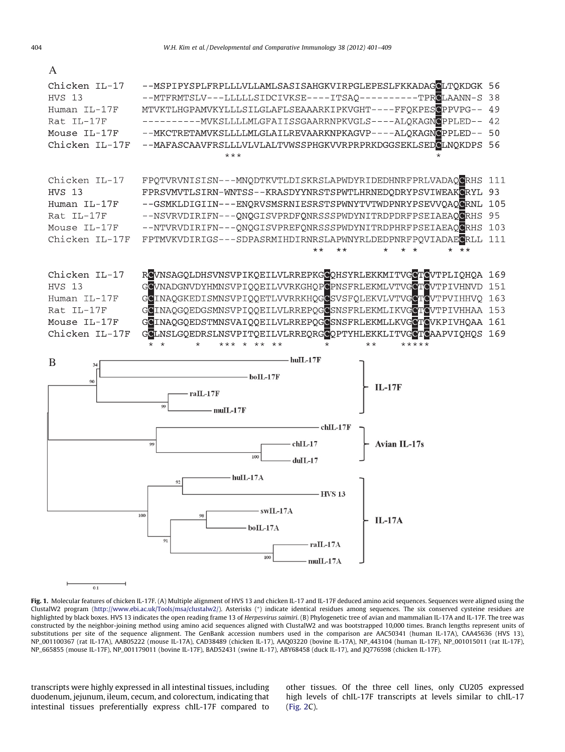A

```
Chicken IL-17   --MSPIPYSPLFRPLLLVLLAMLSASISAHGKVIRPGLEPESLFKKADAGCLTQKDGK 56
HVS 13          --MTFRMTSLV---LLLLLSIDCIVKSE----ITSAQ----------TPRCLAANN-S 38
Human IL-17F    MTVKTLHGPAMVKYLLLLSILGLAFLSEAAARKIPKVGHT----FFQKPESCPPVPG-- 49
Rat IL-17F      ----------MVKSLLLLLMLGFAIISSGAARRNPKVGLS----ALQKAGNCPPLED-- 42
Mouse IL-17F    --MKCTRETAMVKSLLLLLMLGLAILREVAARKNPKAGVP----ALQKAGNCPPLED-- 50
Chicken IL-17F  --MAFASCAAVFRSLLLVLVLALTVWSSPHGKVVRPRPRKDGGSEKLSEDCLNQKDPS 56
                              ***                                 *

Chicken IL-17   FPQTVRVNISISN---MNQDTKVTLDISKRSLAPWDYRIDEDHNRFPRLVADAQCRHS 111
HVS 13          FPRSVMVTLSIRN-WNTSS--KRASDYYNRSTSPWTLHRNEDQDRYPSVIWEAKCRYL 93
Human IL-17F    --GSMKLDIGIIN---ENQRVSMSRNIESRSTSPWNYTVTWDPNRYPSEVVQAQCRNL 105
Rat IL-17F      --NSVRVDIRIFN---QNQGISVPRDFQNRSSSPWDYNITRDPDRFPSEIAEAQCRHS 95
Mouse IL-17F    --NTVRVDIRIFN---QNQGISVPREFQNRSSSPWDYNITRDPHRFPSEIAEAQCRHS 103
Chicken IL-17F  FPTMVKVDIRIGS---SDPASRMIHDIRNRSLAPWNYRLDEDPNRFPQVIADAECRLL 111
                                            **  **      *  * *     * **

Chicken IL-17   RCVNSAGQLDHSVNSVPIKQEILVLRREPKGCQHSYRLEKKMITVGCTCVTPLIQHQA 169
HVS 13          GCVNADGNVDYHMNSVPIQQEILVVRKGHQPCPNSFRLEKMLVTVGCTCVTPIVHNVD 151
Human IL-17F    GCINAQGKEDISMNSVPIQQETLVVRRKHQGCSVSFQLEKVLVTVGCTCVTPVIHHVQ 163
Rat IL-17F      GCINAQGQEDGSMNSVPIQQEILVLRREPQGCSNSFRLEKMLIKVGCTCVTPIVHHAA 153
Mouse IL-17F    GCINAQGQEDSTMNSVAIQQEILVLRREPQGCSNSFRLEKMLLKVGCTCVKPIVHQAA 161
Chicken IL-17F  GCLNSLGQEDRSLNSVPITQEILVLRREQRGCQPTYHLEKKLITVGCTCAAPVIQHQS 169
                 * *     *   *** * ** **        *       **    *****
```

B

huIL-17F
boIL-17F
raIL-17F
muIL-17F
IL-17F
chIL-17F
chIL-17
duIL-17
Avian IL-17s
huIL-17A
HVS 13
swIL-17A
boIL-17A
raIL-17A
muIL-17A
IL-17A
34
90
99
99
100
92
100
98
91
100
0.1

**Fig. 1.** Molecular features of chicken IL-17F. (A) Multiple alignment of HVS 13 and chicken IL-17 and IL-17F deduced amino acid sequences. Sequences were aligned using the ClustalW2 program (http://www.ebi.ac.uk/Tools/msa/clustalw2/). Asterisks (*) indicate identical residues among sequences. The six conserved cysteine residues are highlighted by black boxes. HVS 13 indicates the open reading frame 13 of *Herpesvirus saimiri*. (B) Phylogenetic tree of avian and mammalian IL-17A and IL-17F. The tree was constructed by the neighbor-joining method using amino acid sequences aligned with ClustalW2 and was bootstrapped 10,000 times. Branch lengths represent units of substitutions per site of the sequence alignment. The GenBank accession numbers used in the comparison are AAC50341 (human IL-17A), CAA45636 (HVS 13), NP_001100367 (rat IL-17A), AAB05222 (mouse IL-17A), CAD38489 (chicken IL-17), AAQ03220 (bovine IL-17A), NP_443104 (human IL-17F), NP_001015011 (rat IL-17F), NP_665855 (mouse IL-17F), NP_001179011 (bovine IL-17F), BAD52431 (swine IL-17), ABY68458 (duck IL-17), and JQ776598 (chicken IL-17F).

transcripts were highly expressed in all intestinal tissues, including duodenum, jejunum, ileum, cecum, and colorectum, indicating that intestinal tissues preferentially express chIL-17F compared to other tissues. Of the three cell lines, only CU205 expressed high levels of chIL-17F transcripts at levels similar to chIL-17 (Fig. 2C).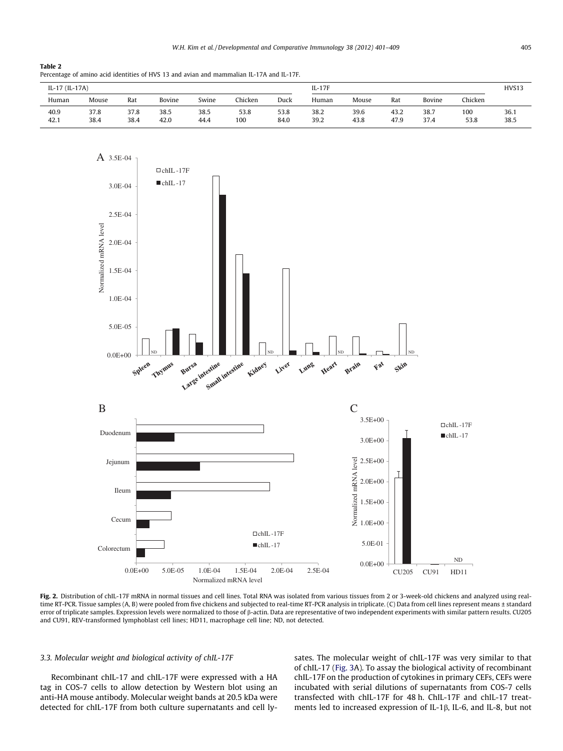**Table 2**
Percentage of amino acid identities of HVS 13 and avian and mammalian IL-17A and IL-17F.

| IL-17 (IL-17A) | | | | | | | IL-17F | | | | | HVS13 |
|---|---|---|---|---|---|---|---|---|---|---|---|---|
| Human | Mouse | Rat | Bovine | Swine | Chicken | Duck | Human | Mouse | Rat | Bovine | Chicken | |
| 40.9 | 37.8 | 37.8 | 38.5 | 38.5 | 53.8 | 53.8 | 38.2 | 39.6 | 43.2 | 38.7 | 100 | 36.1 |
| 42.1 | 38.4 | 38.4 | 42.0 | 44.4 | 100 | 84.0 | 39.2 | 43.8 | 47.9 | 37.4 | 53.8 | 38.5 |

A
Normalized mRNA level
3.5E-04
3.0E-04
2.5E-04
2.0E-04
1.5E-04
1.0E-04
5.0E-05
0.0E+00
□chIL-17F
■chIL-17
Spleen, Thymus, Bursa, Large intestine, Small intestine, Kidney, Liver, Lung, Heart, Brain, Fat, Skin
ND ND ND ND

B
Duodenum
Jejunum
Ileum
Cecum
Colorectum
□chIL-17F
■chIL-17
0.0E+00 5.0E-05 1.0E-04 1.5E-04 2.0E-04 2.5E-04
Normalized mRNA level

C
Normalized mRNA level
3.5E+00
3.0E+00
2.5E+00
2.0E+00
1.5E+00
1.0E+00
5.0E-01
0.0E+00
□chIL-17F
■chIL-17
CU205 CU91 HD11
ND

**Fig. 2.** Distribution of chIL-17F mRNA in normal tissues and cell lines. Total RNA was isolated from various tissues from 2 or 3-week-old chickens and analyzed using real-time RT-PCR. Tissue samples (A, B) were pooled from five chickens and subjected to real-time RT-PCR analysis in triplicate. (C) Data from cell lines represent means ± standard error of triplicate samples. Expression levels were normalized to those of β-actin. Data are representative of two independent experiments with similar pattern results. CU205 and CU91, REV-transformed lymphoblast cell lines; HD11, macrophage cell line; ND, not detected.

### 3.3. Molecular weight and biological activity of chIL-17F

Recombinant chIL-17 and chIL-17F were expressed with a HA tag in COS-7 cells to allow detection by Western blot using an anti-HA mouse antibody. Molecular weight bands at 20.5 kDa were detected for chIL-17F from both culture supernatants and cell lysates. The molecular weight of chIL-17F was very similar to that of chIL-17 (Fig. 3A). To assay the biological activity of recombinant chIL-17F on the production of cytokines in primary CEFs, CEFs were incubated with serial dilutions of supernatants from COS-7 cells transfected with chIL-17F for 48 h. ChIL-17F and chIL-17 treatments led to increased expression of IL-1β, IL-6, and IL-8, but not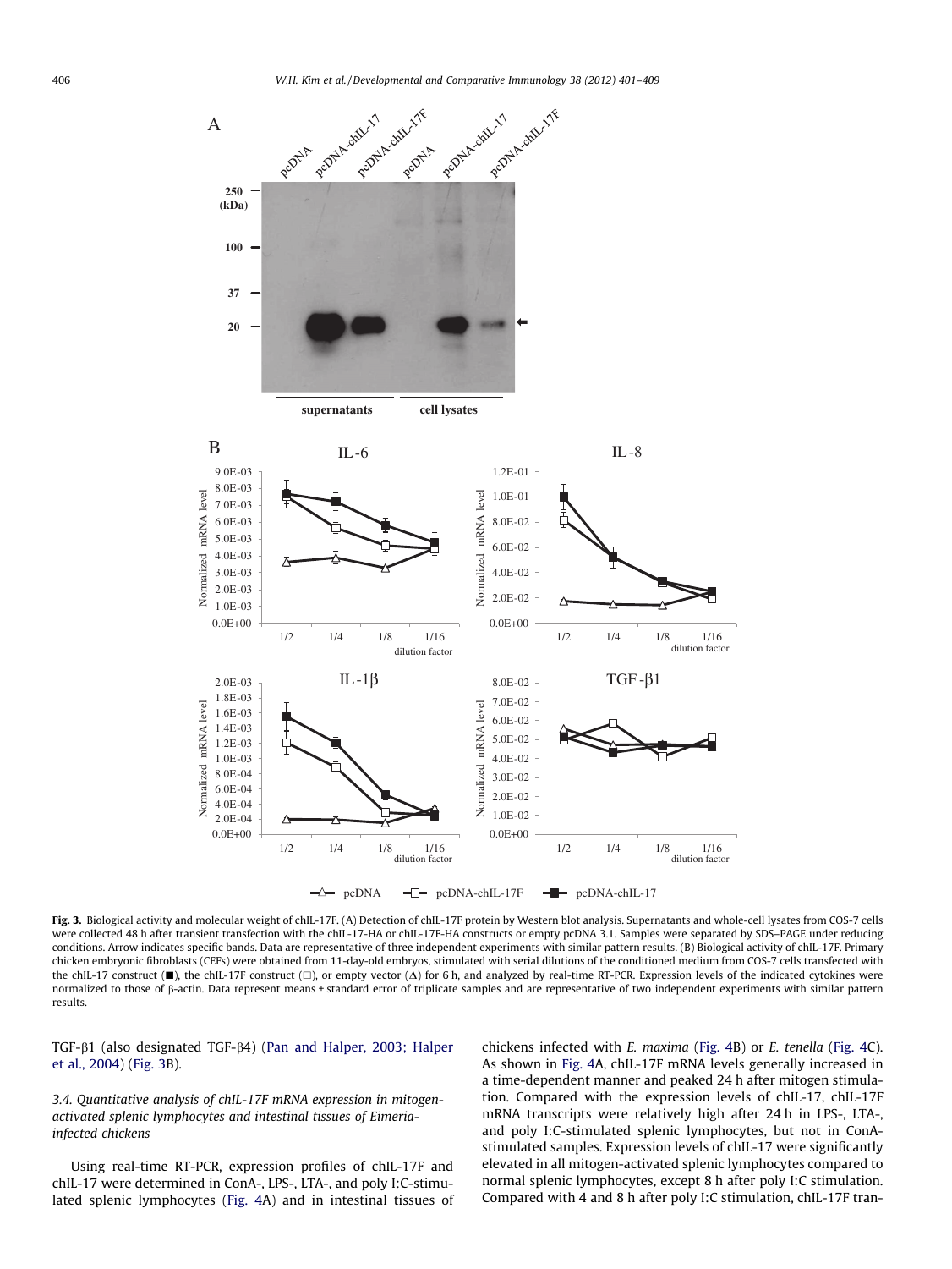A

pcDNA pcDNA-chIL-17 pcDNA-chIL-17F pcDNA pcDNA-chIL-17 pcDNA-chIL-17F

250 (kDa)

100

37

20

supernatants cell lysates

B

IL-6

9.0E-03 8.0E-03 7.0E-03 6.0E-03 5.0E-03 4.0E-03 3.0E-03 2.0E-03 1.0E-03 0.0E+00

Normalized mRNA level

1/2 1/4 1/8 1/16 dilution factor

IL-8

1.2E-01 1.0E-01 8.0E-02 6.0E-02 4.0E-02 2.0E-02 0.0E+00

Normalized mRNA level

1/2 1/4 1/8 1/16 dilution factor

IL-1β

2.0E-03 1.8E-03 1.6E-03 1.4E-03 1.2E-03 1.0E-03 8.0E-04 6.0E-04 4.0E-04 2.0E-04 0.0E+00

Normalized mRNA level

1/2 1/4 1/8 1/16 dilution factor

TGF-β1

8.0E-02 7.0E-02 6.0E-02 5.0E-02 4.0E-02 3.0E-02 2.0E-02 1.0E-02 0.0E+00

Normalized mRNA level

1/2 1/4 1/8 1/16 dilution factor

pcDNA pcDNA-chIL-17F pcDNA-chIL-17

**Fig. 3.** Biological activity and molecular weight of chIL-17F. (A) Detection of chIL-17F protein by Western blot analysis. Supernatants and whole-cell lysates from COS-7 cells were collected 48 h after transient transfection with the chIL-17-HA or chIL-17F-HA constructs or empty pcDNA 3.1. Samples were separated by SDS–PAGE under reducing conditions. Arrow indicates specific bands. Data are representative of three independent experiments with similar pattern results. (B) Biological activity of chIL-17F. Primary chicken embryonic fibroblasts (CEFs) were obtained from 11-day-old embryos, stimulated with serial dilutions of the conditioned medium from COS-7 cells transfected with the chIL-17 construct (■), the chIL-17F construct (□), or empty vector (Δ) for 6 h, and analyzed by real-time RT-PCR. Expression levels of the indicated cytokines were normalized to those of β-actin. Data represent means ± standard error of triplicate samples and are representative of two independent experiments with similar pattern results.

TGF-β1 (also designated TGF-β4) (Pan and Halper, 2003; Halper et al., 2004) (Fig. 3B).

### 3.4. Quantitative analysis of chIL-17F mRNA expression in mitogen-activated splenic lymphocytes and intestinal tissues of Eimeria-infected chickens

Using real-time RT-PCR, expression profiles of chIL-17F and chIL-17 were determined in ConA-, LPS-, LTA-, and poly I:C-stimulated splenic lymphocytes (Fig. 4A) and in intestinal tissues of chickens infected with *E. maxima* (Fig. 4B) or *E. tenella* (Fig. 4C). As shown in Fig. 4A, chIL-17F mRNA levels generally increased in a time-dependent manner and peaked 24 h after mitogen stimulation. Compared with the expression levels of chIL-17, chIL-17F mRNA transcripts were relatively high after 24 h in LPS-, LTA-, and poly I:C-stimulated splenic lymphocytes, but not in ConA-stimulated samples. Expression levels of chIL-17 were significantly elevated in all mitogen-activated splenic lymphocytes compared to normal splenic lymphocytes, except 8 h after poly I:C stimulation. Compared with 4 and 8 h after poly I:C stimulation, chIL-17F tran-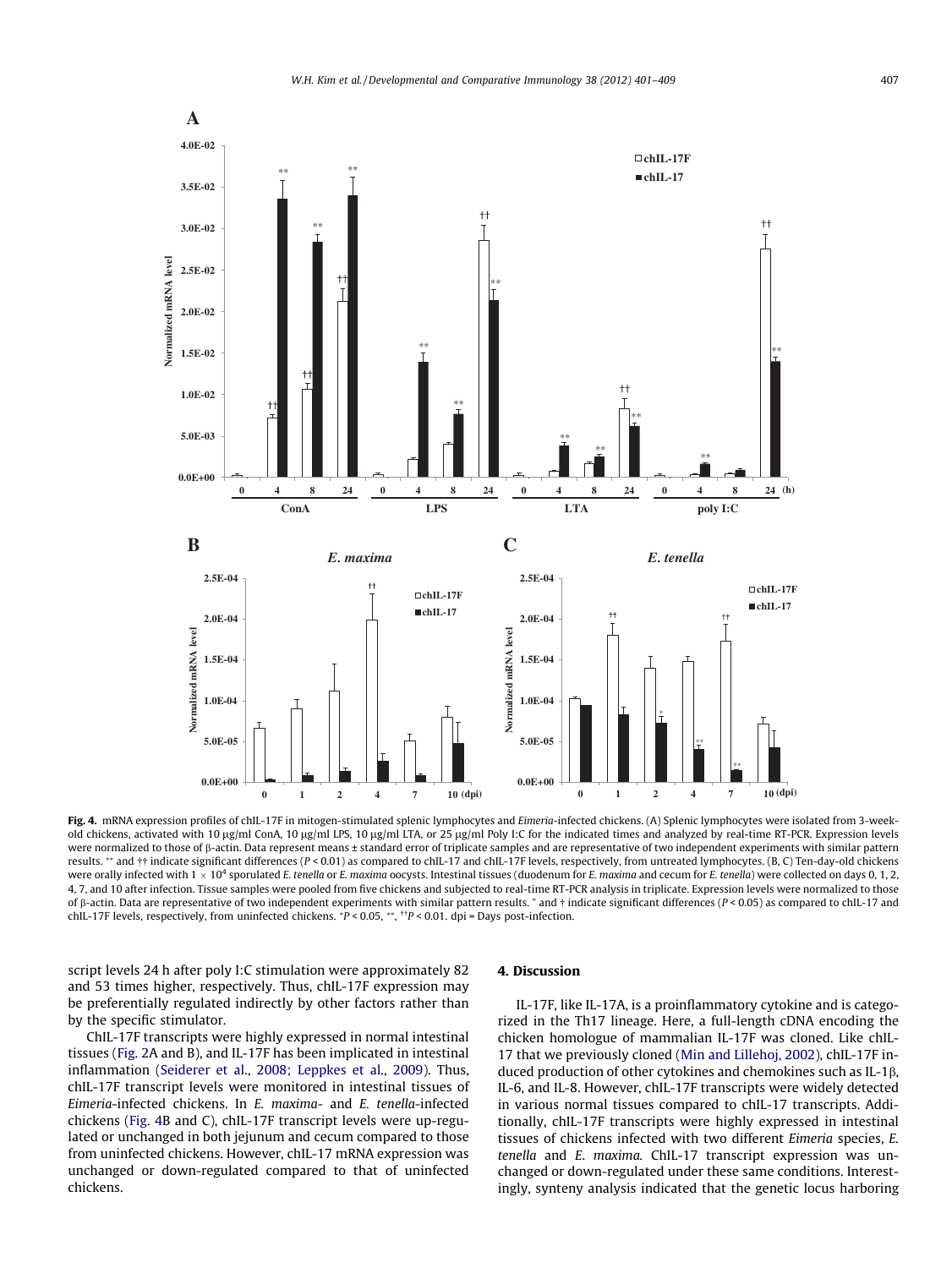A

chIL-17F
chIL-17

Normalized mRNA level

4.0E-02
3.5E-02
3.0E-02
2.5E-02
2.0E-02
1.5E-02
1.0E-02
5.0E-03
0.0E+00

0 4 8 24 0 4 8 24 0 4 8 24 0 4 8 24 (h)

ConA LPS LTA poly I:C

B

*E. maxima*

Normalized mRNA level

2.5E-04
2.0E-04
1.5E-04
1.0E-04
5.0E-05
0.0E+00

0 1 2 4 7 10 (dpi)

C

*E. tenella*

Normalized mRNA level

2.5E-04
2.0E-04
1.5E-04
1.0E-04
5.0E-05
0.0E+00

0 1 2 4 7 10 (dpi)

**Fig. 4.** mRNA expression profiles of chIL-17F in mitogen-stimulated splenic lymphocytes and *Eimeria*-infected chickens. (A) Splenic lymphocytes were isolated from 3-week-old chickens, activated with 10 μg/ml ConA, 10 μg/ml LPS, 10 μg/ml LTA, or 25 μg/ml Poly I:C for the indicated times and analyzed by real-time RT-PCR. Expression levels were normalized to those of β-actin. Data represent means ± standard error of triplicate samples and are representative of two independent experiments with similar pattern results. ** and †† indicate significant differences ($P < 0.01$) as compared to chIL-17 and chIL-17F levels, respectively, from untreated lymphocytes. (B, C) Ten-day-old chickens were orally infected with $1 \times 10^4$ sporulated *E. tenella* or *E. maxima* oocysts. Intestinal tissues (duodenum for *E. maxima* and cecum for *E. tenella*) were collected on days 0, 1, 2, 4, 7, and 10 after infection. Tissue samples were pooled from five chickens and subjected to real-time RT-PCR analysis in triplicate. Expression levels were normalized to those of β-actin. Data are representative of two independent experiments with similar pattern results. * and † indicate significant differences ($P < 0.05$) as compared to chIL-17 and chIL-17F levels, respectively, from uninfected chickens. *$P < 0.05$, **, ††$P < 0.01$. dpi = Days post-infection.

script levels 24 h after poly I:C stimulation were approximately 82 and 53 times higher, respectively. Thus, chIL-17F expression may be preferentially regulated indirectly by other factors rather than by the specific stimulator.

ChIL-17F transcripts were highly expressed in normal intestinal tissues (Fig. 2A and B), and IL-17F has been implicated in intestinal inflammation (Seiderer et al., 2008; Leppkes et al., 2009). Thus, chIL-17F transcript levels were monitored in intestinal tissues of *Eimeria*-infected chickens. In *E. maxima*- and *E. tenella*-infected chickens (Fig. 4B and C), chIL-17F transcript levels were up-regulated or unchanged in both jejunum and cecum compared to those from uninfected chickens. However, chIL-17 mRNA expression was unchanged or down-regulated compared to that of uninfected chickens.

## 4. Discussion

IL-17F, like IL-17A, is a proinflammatory cytokine and is categorized in the Th17 lineage. Here, a full-length cDNA encoding the chicken homologue of mammalian IL-17F was cloned. Like chIL-17 that we previously cloned (Min and Lillehoj, 2002), chIL-17F induced production of other cytokines and chemokines such as IL-1β, IL-6, and IL-8. However, chIL-17F transcripts were widely detected in various normal tissues compared to chIL-17 transcripts. Additionally, chIL-17F transcripts were highly expressed in intestinal tissues of chickens infected with two different *Eimeria* species, *E. tenella* and *E. maxima*. ChIL-17 transcript expression was unchanged or down-regulated under these same conditions. Interestingly, synteny analysis indicated that the genetic locus harboring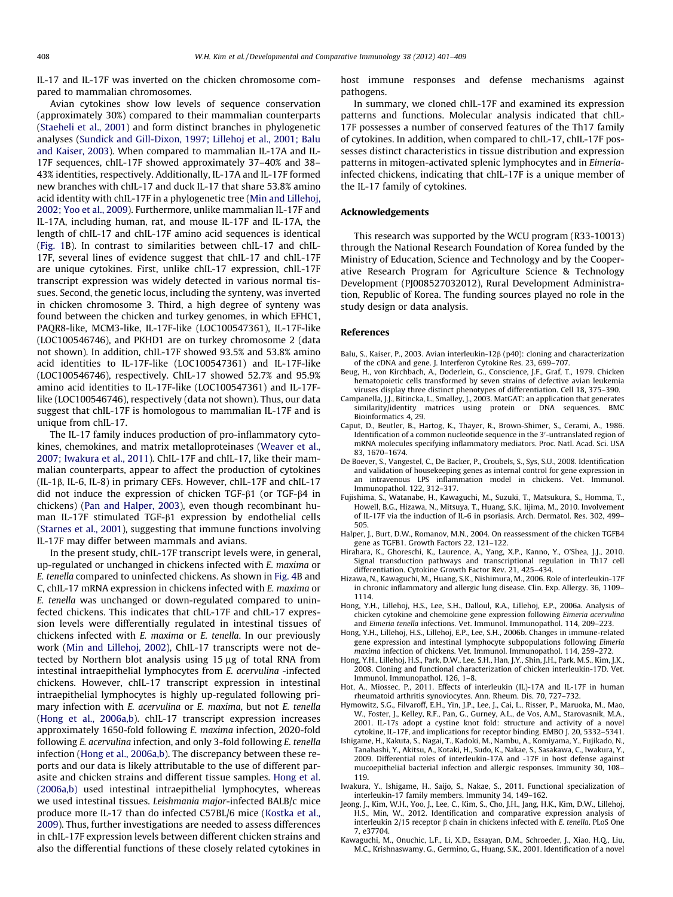IL-17 and IL-17F was inverted on the chicken chromosome compared to mammalian chromosomes.

Avian cytokines show low levels of sequence conservation (approximately 30%) compared to their mammalian counterparts (Staeheli et al., 2001) and form distinct branches in phylogenetic analyses (Sundick and Gill-Dixon, 1997; Lillehoj et al., 2001; Balu and Kaiser, 2003). When compared to mammalian IL-17A and IL-17F sequences, chIL-17F showed approximately 37–40% and 38–43% identities, respectively. Additionally, IL-17A and IL-17F formed new branches with chIL-17 and duck IL-17 that share 53.8% amino acid identity with chIL-17F in a phylogenetic tree (Min and Lillehoj, 2002; Yoo et al., 2009). Furthermore, unlike mammalian IL-17F and IL-17A, including human, rat, and mouse IL-17F and IL-17A, the length of chIL-17 and chIL-17F amino acid sequences is identical (Fig. 1B). In contrast to similarities between chIL-17 and chIL-17F, several lines of evidence suggest that chIL-17 and chIL-17F are unique cytokines. First, unlike chIL-17 expression, chIL-17F transcript expression was widely detected in various normal tissues. Second, the genetic locus, including the synteny, was inverted in chicken chromosome 3. Third, a high degree of synteny was found between the chicken and turkey genomes, in which EFHC1, PAQR8-like, MCM3-like, IL-17F-like (LOC100547361), IL-17F-like (LOC100546746), and PKHD1 are on turkey chromosome 2 (data not shown). In addition, chIL-17F showed 93.5% and 53.8% amino acid identities to IL-17F-like (LOC100547361) and IL-17F-like (LOC100546746), respectively. ChIL-17 showed 52.7% and 95.9% amino acid identities to IL-17F-like (LOC100547361) and IL-17F-like (LOC100546746), respectively (data not shown). Thus, our data suggest that chIL-17F is homologous to mammalian IL-17F and is unique from chIL-17.

The IL-17 family induces production of pro-inflammatory cytokines, chemokines, and matrix metalloproteinases (Weaver et al., 2007; Iwakura et al., 2011). ChIL-17F and chIL-17, like their mammalian counterparts, appear to affect the production of cytokines (IL-1β, IL-6, IL-8) in primary CEFs. However, chIL-17F and chIL-17 did not induce the expression of chicken TGF-β1 (or TGF-β4 in chickens) (Pan and Halper, 2003), even though recombinant human IL-17F stimulated TGF-β1 expression by endothelial cells (Starnes et al., 2001), suggesting that immune functions involving IL-17F may differ between mammals and avians.

In the present study, chIL-17F transcript levels were, in general, up-regulated or unchanged in chickens infected with *E. maxima* or *E. tenella* compared to uninfected chickens. As shown in Fig. 4B and C, chIL-17 mRNA expression in chickens infected with *E. maxima* or *E. tenella* was unchanged or down-regulated compared to uninfected chickens. This indicates that chIL-17F and chIL-17 expression levels were differentially regulated in intestinal tissues of chickens infected with *E. maxima* or *E. tenella*. In our previously work (Min and Lillehoj, 2002), ChIL-17 transcripts were not detected by Northern blot analysis using 15 μg of total RNA from intestinal intraepithelial lymphocytes from *E. acervulina* -infected chickens. However, chIL-17 transcript expression in intestinal intraepithelial lymphocytes is highly up-regulated following primary infection with *E. acervulina* or *E. maxima*, but not *E. tenella* (Hong et al., 2006a,b). chIL-17 transcript expression increases approximately 1650-fold following *E. maxima* infection, 2020-fold following *E. acervulina* infection, and only 3-fold following *E. tenella* infection (Hong et al., 2006a,b). The discrepancy between these reports and our data is likely attributable to the use of different parasite and chicken strains and different tissue samples. Hong et al. (2006a,b) used intestinal intraepithelial lymphocytes, whereas we used intestinal tissues. *Leishmania major*-infected BALB/c mice produce more IL-17 than do infected C57BL/6 mice (Kostka et al., 2009). Thus, further investigations are needed to assess differences in chIL-17F expression levels between different chicken strains and also the differential functions of these closely related cytokines in host immune responses and defense mechanisms against pathogens.

In summary, we cloned chIL-17F and examined its expression patterns and functions. Molecular analysis indicated that chIL-17F possesses a number of conserved features of the Th17 family of cytokines. In addition, when compared to chIL-17, chIL-17F possesses distinct characteristics in tissue distribution and expression patterns in mitogen-activated splenic lymphocytes and in *Eimeria*-infected chickens, indicating that chIL-17F is a unique member of the IL-17 family of cytokines.

## Acknowledgements

This research was supported by the WCU program (R33-10013) through the National Research Foundation of Korea funded by the Ministry of Education, Science and Technology and by the Cooperative Research Program for Agriculture Science & Technology Development (PJ008527032012), Rural Development Administration, Republic of Korea. The funding sources played no role in the study design or data analysis.

## References

Balu, S., Kaiser, P., 2003. Avian interleukin-12β (p40): cloning and characterization of the cDNA and gene. J. Interferon Cytokine Res. 23, 699–707.

Beug, H., von Kirchbach, A., Doderlein, G., Conscience, J.F., Graf, T., 1979. Chicken hematopoietic cells transformed by seven strains of defective avian leukemia viruses display three distinct phenotypes of differentiation. Cell 18, 375–390.

Campanella, J.J., Bitincka, L., Smalley, J., 2003. MatGAT: an application that generates similarity/identity matrices using protein or DNA sequences. BMC Bioinformatics 4, 29.

Caput, D., Beutler, B., Hartog, K., Thayer, R., Brown-Shimer, S., Cerami, A., 1986. Identification of a common nucleotide sequence in the 3′-untranslated region of mRNA molecules specifying inflammatory mediators. Proc. Natl. Acad. Sci. USA 83, 1670–1674.

De Boever, S., Vangestel, C., De Backer, P., Croubels, S., Sys, S.U., 2008. Identification and validation of housekeeping genes as internal control for gene expression in an intravenous LPS inflammation model in chickens. Vet. Immunol. Immunopathol. 122, 312–317.

Fujishima, S., Watanabe, H., Kawaguchi, M., Suzuki, T., Matsukura, S., Homma, T., Howell, B.G., Hizawa, N., Mitsuya, T., Huang, S.K., Iijima, M., 2010. Involvement of IL-17F via the induction of IL-6 in psoriasis. Arch. Dermatol. Res. 302, 499–505.

Halper, J., Burt, D.W., Romanov, M.N., 2004. On reassessment of the chicken TGFB4 gene as TGFB1. Growth Factors 22, 121–122.

Hirahara, K., Ghoreschi, K., Laurence, A., Yang, X.P., Kanno, Y., O'Shea, J.J., 2010. Signal transduction pathways and transcriptional regulation in Th17 cell differentiation. Cytokine Growth Factor Rev. 21, 425–434.

Hizawa, N., Kawaguchi, M., Huang, S.K., Nishimura, M., 2006. Role of interleukin-17F in chronic inflammatory and allergic lung disease. Clin. Exp. Allergy. 36, 1109–1114.

Hong, Y.H., Lillehoj, H.S., Lee, S.H., Dalloul, R.A., Lillehoj, E.P., 2006a. Analysis of chicken cytokine and chemokine gene expression following *Eimeria acervulina* and *Eimeria tenella* infections. Vet. Immunol. Immunopathol. 114, 209–223.

Hong, Y.H., Lillehoj, H.S., Lillehoj, E.P., Lee, S.H., 2006b. Changes in immune-related gene expression and intestinal lymphocyte subpopulations following *Eimeria maxima* infection of chickens. Vet. Immunol. Immunopathol. 114, 259–272.

Hong, Y.H., Lillehoj, H.S., Park, D.W., Lee, S.H., Han, J.Y., Shin, J.H., Park, M.S., Kim, J.K., 2008. Cloning and functional characterization of chicken interleukin-17D. Vet. Immunol. Immunopathol. 126, 1–8.

Hot, A., Miossec, P., 2011. Effects of interleukin (IL)-17A and IL-17F in human rheumatoid arthritis synoviocytes. Ann. Rheum. Dis. 70, 727–732.

Hymowitz, S.G., Filvaroff, E.H., Yin, J.P., Lee, J., Cai, L., Risser, P., Maruoka, M., Mao, W., Foster, J., Kelley, R.F., Pan, G., Gurney, A.L., de Vos, A.M., Starovasnik, M.A., 2001. IL-17s adopt a cystine knot fold: structure and activity of a novel cytokine, IL-17F, and implications for receptor binding. EMBO J. 20, 5332–5341.

Ishigame, H., Kakuta, S., Nagai, T., Kadoki, M., Nambu, A., Komiyama, Y., Fujikado, N., Tanahashi, Y., Akitsu, A., Kotaki, H., Sudo, K., Nakae, S., Sasakawa, C., Iwakura, Y., 2009. Differential roles of interleukin-17A and -17F in host defense against mucoepithelial bacterial infection and allergic responses. Immunity 30, 108–119.

Iwakura, Y., Ishigame, H., Saijo, S., Nakae, S., 2011. Functional specialization of interleukin-17 family members. Immunity 34, 149–162.

Jeong, J., Kim, W.H., Yoo, J., Lee, C., Kim, S., Cho, J.H., Jang, H.K., Kim, D.W., Lillehoj, H.S., Min, W., 2012. Identification and comparative expression analysis of interleukin 2/15 receptor β chain in chickens infected with *E. tenella*. PLoS One 7, e37704.

Kawaguchi, M., Onuchic, L.F., Li, X.D., Essayan, D.M., Schroeder, J., Xiao, H.Q., Liu, M.C., Krishnaswamy, G., Germino, G., Huang, S.K., 2001. Identification of a novel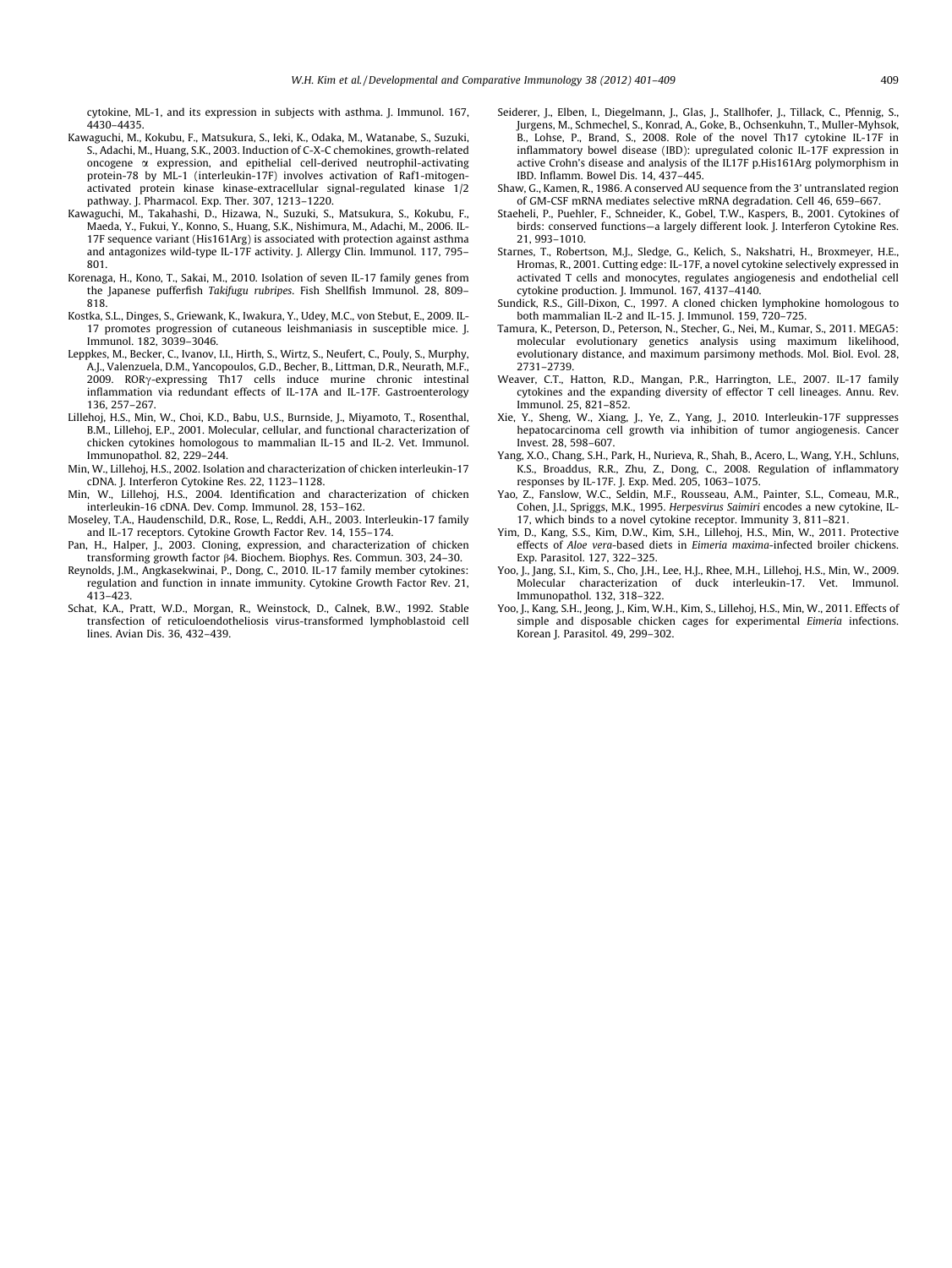cytokine, ML-1, and its expression in subjects with asthma. J. Immunol. 167, 4430–4435.

Kawaguchi, M., Kokubu, F., Matsukura, S., Ieki, K., Odaka, M., Watanabe, S., Suzuki, S., Adachi, M., Huang, S.K., 2003. Induction of C-X-C chemokines, growth-related oncogene α expression, and epithelial cell-derived neutrophil-activating protein-78 by ML-1 (interleukin-17F) involves activation of Raf1-mitogen-activated protein kinase kinase-extracellular signal-regulated kinase 1/2 pathway. J. Pharmacol. Exp. Ther. 307, 1213–1220.

Kawaguchi, M., Takahashi, D., Hizawa, N., Suzuki, S., Matsukura, S., Kokubu, F., Maeda, Y., Fukui, Y., Konno, S., Huang, S.K., Nishimura, M., Adachi, M., 2006. IL-17F sequence variant (His161Arg) is associated with protection against asthma and antagonizes wild-type IL-17F activity. J. Allergy Clin. Immunol. 117, 795–801.

Korenaga, H., Kono, T., Sakai, M., 2010. Isolation of seven IL-17 family genes from the Japanese pufferfish *Takifugu rubripes*. Fish Shellfish Immunol. 28, 809–818.

Kostka, S.L., Dinges, S., Griewank, K., Iwakura, Y., Udey, M.C., von Stebut, E., 2009. IL-17 promotes progression of cutaneous leishmaniasis in susceptible mice. J. Immunol. 182, 3039–3046.

Leppkes, M., Becker, C., Ivanov, I.I., Hirth, S., Wirtz, S., Neufert, C., Pouly, S., Murphy, A.J., Valenzuela, D.M., Yancopoulos, G.D., Becher, B., Littman, D.R., Neurath, M.F., 2009. RORγ-expressing Th17 cells induce murine chronic intestinal inflammation via redundant effects of IL-17A and IL-17F. Gastroenterology 136, 257–267.

Lillehoj, H.S., Min, W., Choi, K.D., Babu, U.S., Burnside, J., Miyamoto, T., Rosenthal, B.M., Lillehoj, E.P., 2001. Molecular, cellular, and functional characterization of chicken cytokines homologous to mammalian IL-15 and IL-2. Vet. Immunol. Immunopathol. 82, 229–244.

Min, W., Lillehoj, H.S., 2002. Isolation and characterization of chicken interleukin-17 cDNA. J. Interferon Cytokine Res. 22, 1123–1128.

Min, W., Lillehoj, H.S., 2004. Identification and characterization of chicken interleukin-16 cDNA. Dev. Comp. Immunol. 28, 153–162.

Moseley, T.A., Haudenschild, D.R., Rose, L., Reddi, A.H., 2003. Interleukin-17 family and IL-17 receptors. Cytokine Growth Factor Rev. 14, 155–174.

Pan, H., Halper, J., 2003. Cloning, expression, and characterization of chicken transforming growth factor β4. Biochem. Biophys. Res. Commun. 303, 24–30.

Reynolds, J.M., Angkasekwinai, P., Dong, C., 2010. IL-17 family member cytokines: regulation and function in innate immunity. Cytokine Growth Factor Rev. 21, 413–423.

Schat, K.A., Pratt, W.D., Morgan, R., Weinstock, D., Calnek, B.W., 1992. Stable transfection of reticuloendotheliosis virus-transformed lymphoblastoid cell lines. Avian Dis. 36, 432–439.

Seiderer, J., Elben, I., Diegelmann, J., Glas, J., Stallhofer, J., Tillack, C., Pfennig, S., Jurgens, M., Schmechel, S., Konrad, A., Goke, B., Ochsenkuhn, T., Muller-Myhsok, B., Lohse, P., Brand, S., 2008. Role of the novel Th17 cytokine IL-17F in inflammatory bowel disease (IBD): upregulated colonic IL-17F expression in active Crohn's disease and analysis of the IL17F p.His161Arg polymorphism in IBD. Inflamm. Bowel Dis. 14, 437–445.

Shaw, G., Kamen, R., 1986. A conserved AU sequence from the 3′ untranslated region of GM-CSF mRNA mediates selective mRNA degradation. Cell 46, 659–667.

Staeheli, P., Puehler, F., Schneider, K., Gobel, T.W., Kaspers, B., 2001. Cytokines of birds: conserved functions—a largely different look. J. Interferon Cytokine Res. 21, 993–1010.

Starnes, T., Robertson, M.J., Sledge, G., Kelich, S., Nakshatri, H., Broxmeyer, H.E., Hromas, R., 2001. Cutting edge: IL-17F, a novel cytokine selectively expressed in activated T cells and monocytes, regulates angiogenesis and endothelial cell cytokine production. J. Immunol. 167, 4137–4140.

Sundick, R.S., Gill-Dixon, C., 1997. A cloned chicken lymphokine homologous to both mammalian IL-2 and IL-15. J. Immunol. 159, 720–725.

Tamura, K., Peterson, D., Peterson, N., Stecher, G., Nei, M., Kumar, S., 2011. MEGA5: molecular evolutionary genetics analysis using maximum likelihood, evolutionary distance, and maximum parsimony methods. Mol. Biol. Evol. 28, 2731–2739.

Weaver, C.T., Hatton, R.D., Mangan, P.R., Harrington, L.E., 2007. IL-17 family cytokines and the expanding diversity of effector T cell lineages. Annu. Rev. Immunol. 25, 821–852.

Xie, Y., Sheng, W., Xiang, J., Ye, Z., Yang, J., 2010. Interleukin-17F suppresses hepatocarcinoma cell growth via inhibition of tumor angiogenesis. Cancer Invest. 28, 598–607.

Yang, X.O., Chang, S.H., Park, H., Nurieva, R., Shah, B., Acero, L., Wang, Y.H., Schluns, K.S., Broaddus, R.R., Zhu, Z., Dong, C., 2008. Regulation of inflammatory responses by IL-17F. J. Exp. Med. 205, 1063–1075.

Yao, Z., Fanslow, W.C., Seldin, M.F., Rousseau, A.M., Painter, S.L., Comeau, M.R., Cohen, J.I., Spriggs, M.K., 1995. *Herpesvirus Saimiri* encodes a new cytokine, IL-17, which binds to a novel cytokine receptor. Immunity 3, 811–821.

Yim, D., Kang, S.S., Kim, D.W., Kim, S.H., Lillehoj, H.S., Min, W., 2011. Protective effects of *Aloe vera*-based diets in *Eimeria maxima*-infected broiler chickens. Exp. Parasitol. 127, 322–325.

Yoo, J., Jang, S.I., Kim, S., Cho, J.H., Lee, H.J., Rhee, M.H., Lillehoj, H.S., Min, W., 2009. Molecular characterization of duck interleukin-17. Vet. Immunol. Immunopathol. 132, 318–322.

Yoo, J., Kang, S.H., Jeong, J., Kim, W.H., Kim, S., Lillehoj, H.S., Min, W., 2011. Effects of simple and disposable chicken cages for experimental *Eimeria* infections. Korean J. Parasitol. 49, 299–302.